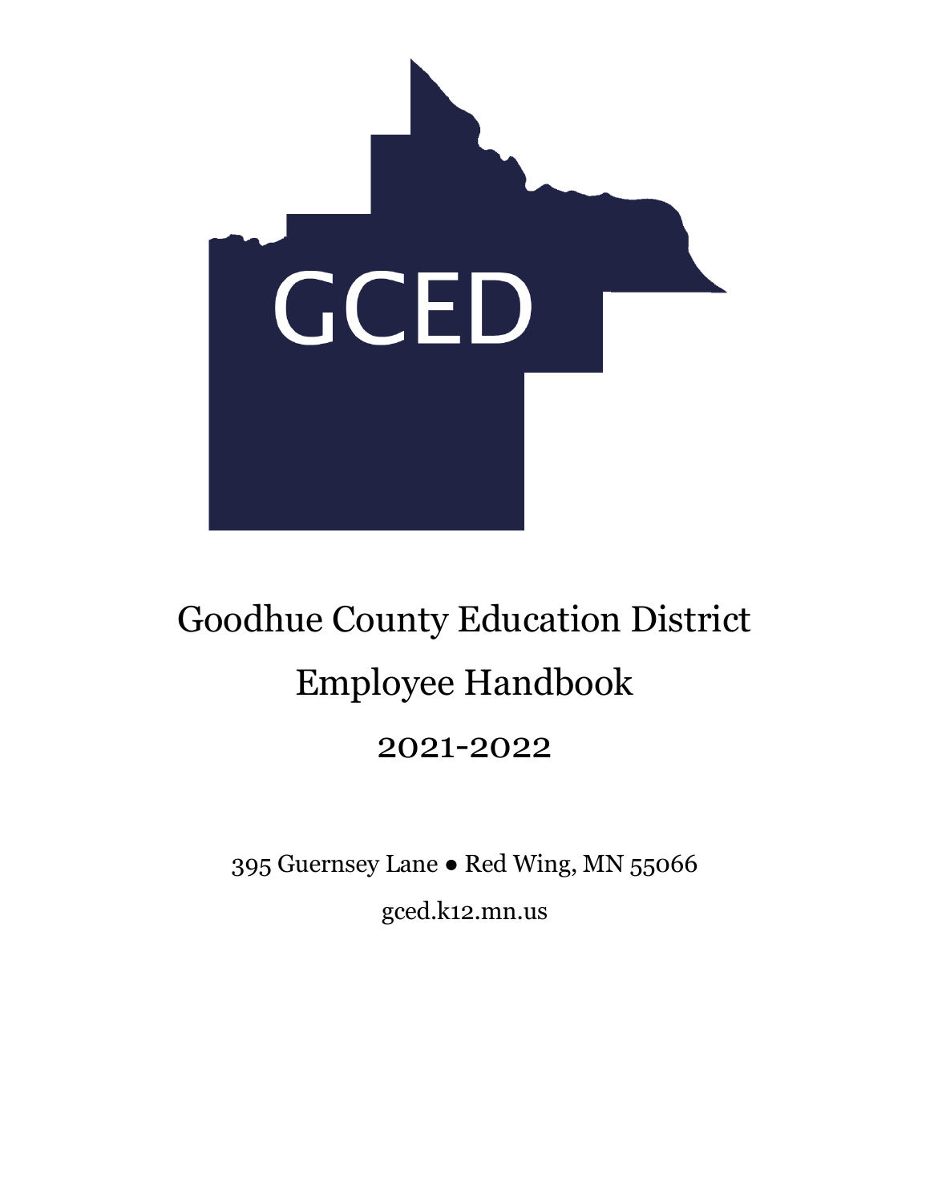GCED

# Goodhue County Education District

# Employee Handbook

## 2021-2022

395 Guernsey Lane ● Red Wing, MN 55066

gced.k12.mn.us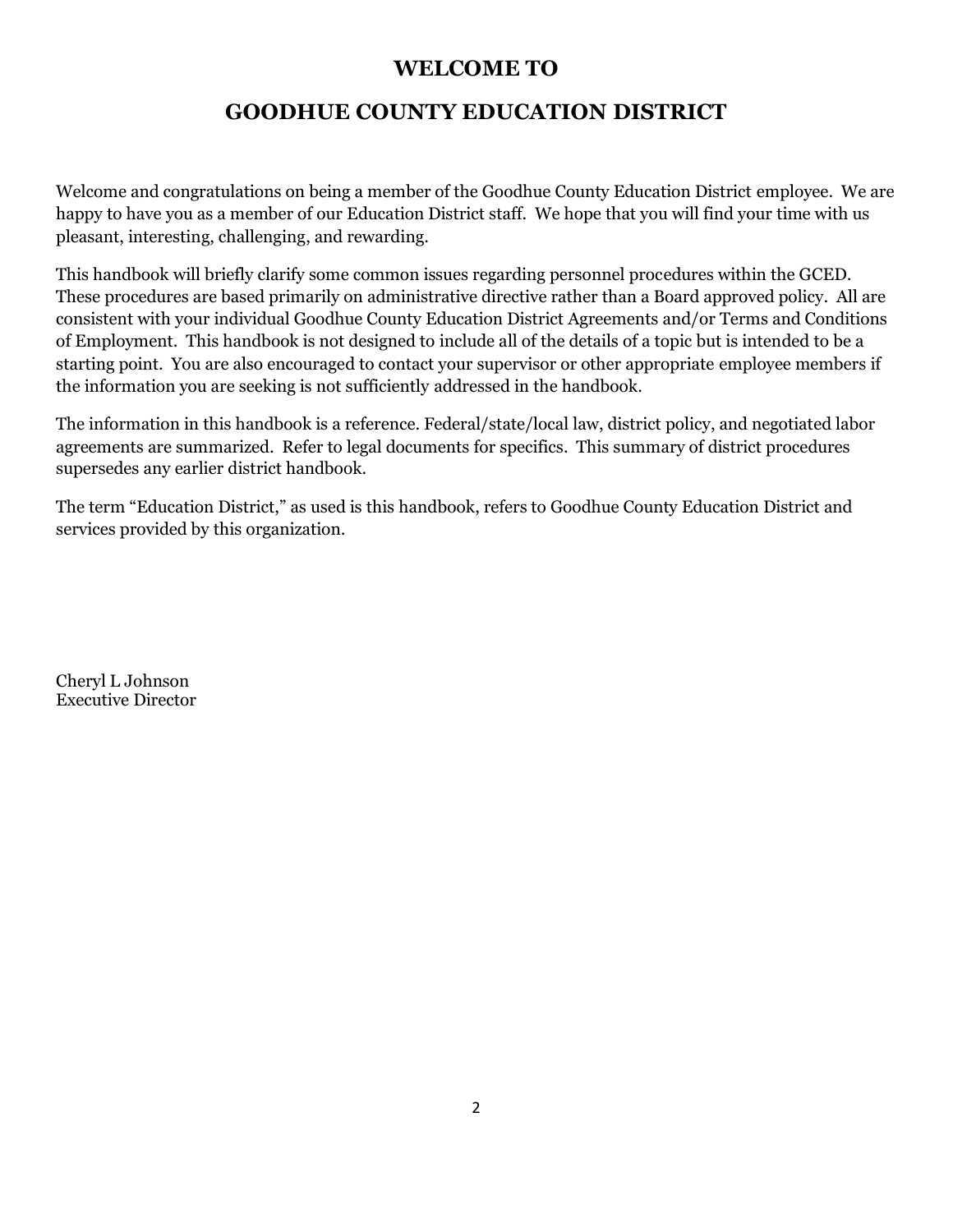# WELCOME TO

# GOODHUE COUNTY EDUCATION DISTRICT

Welcome and congratulations on being a member of the Goodhue County Education District employee. We are happy to have you as a member of our Education District staff. We hope that you will find your time with us pleasant, interesting, challenging, and rewarding.

This handbook will briefly clarify some common issues regarding personnel procedures within the GCED. These procedures are based primarily on administrative directive rather than a Board approved policy. All are consistent with your individual Goodhue County Education District Agreements and/or Terms and Conditions of Employment. This handbook is not designed to include all of the details of a topic but is intended to be a starting point. You are also encouraged to contact your supervisor or other appropriate employee members if the information you are seeking is not sufficiently addressed in the handbook.

The information in this handbook is a reference. Federal/state/local law, district policy, and negotiated labor agreements are summarized. Refer to legal documents for specifics. This summary of district procedures supersedes any earlier district handbook.

The term "Education District," as used is this handbook, refers to Goodhue County Education District and services provided by this organization.

Cheryl L Johnson
Executive Director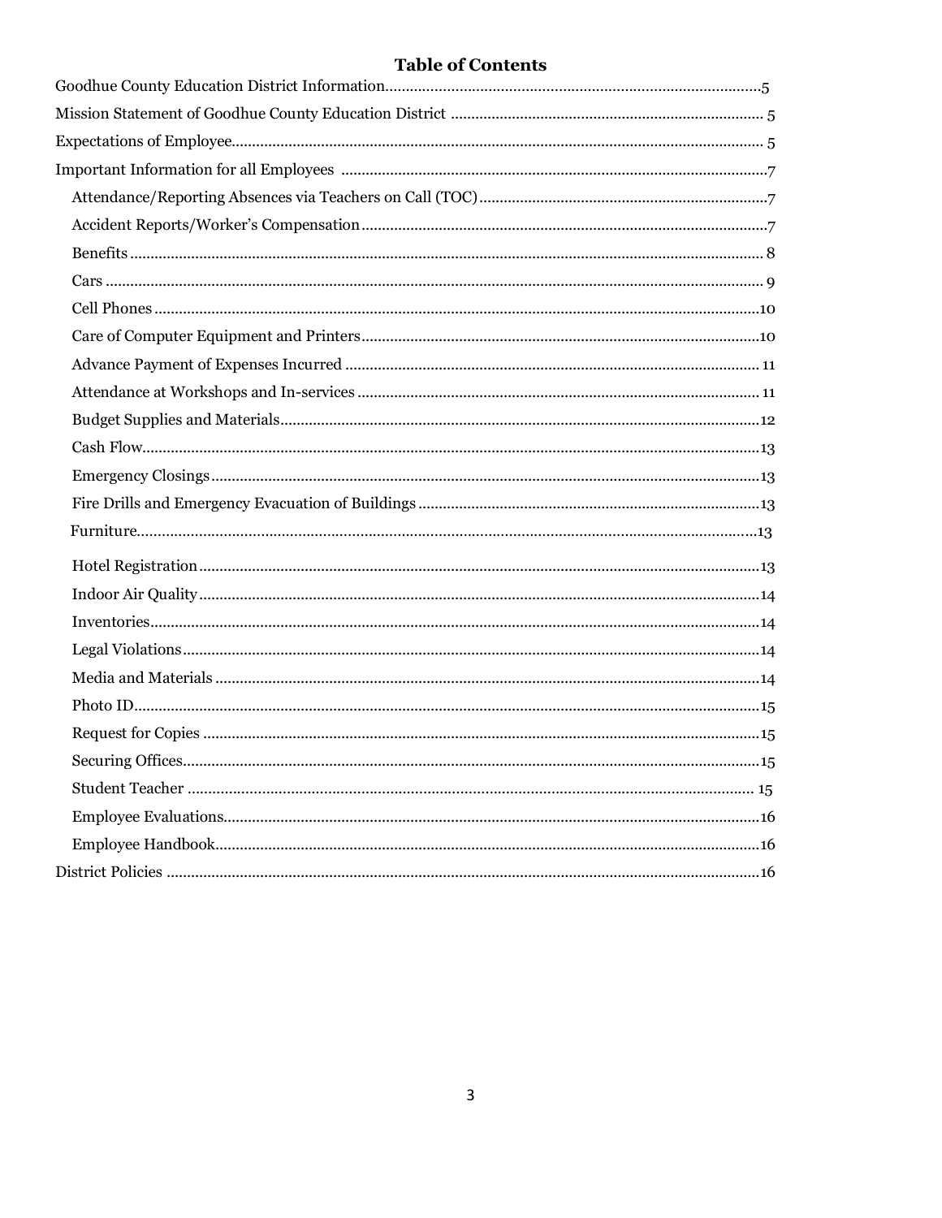## Table of Contents

Goodhue County Education District Information....5
Mission Statement of Goodhue County Education District .... 5
Expectations of Employee.... 5
Important Information for all Employees ....7

- Attendance/Reporting Absences via Teachers on Call (TOC)....7
- Accident Reports/Worker's Compensation....7
- Benefits .... 8
- Cars .... 9
- Cell Phones ....10
- Care of Computer Equipment and Printers....10
- Advance Payment of Expenses Incurred .... 11
- Attendance at Workshops and In-services .... 11
- Budget Supplies and Materials....12
- Cash Flow....13
- Emergency Closings....13
- Fire Drills and Emergency Evacuation of Buildings ....13
- Furniture....13
- Hotel Registration....13
- Indoor Air Quality....14
- Inventories....14
- Legal Violations....14
- Media and Materials ....14
- Photo ID....15
- Request for Copies ....15
- Securing Offices....15
- Student Teacher .... 15
- Employee Evaluations....16
- Employee Handbook....16

District Policies ....16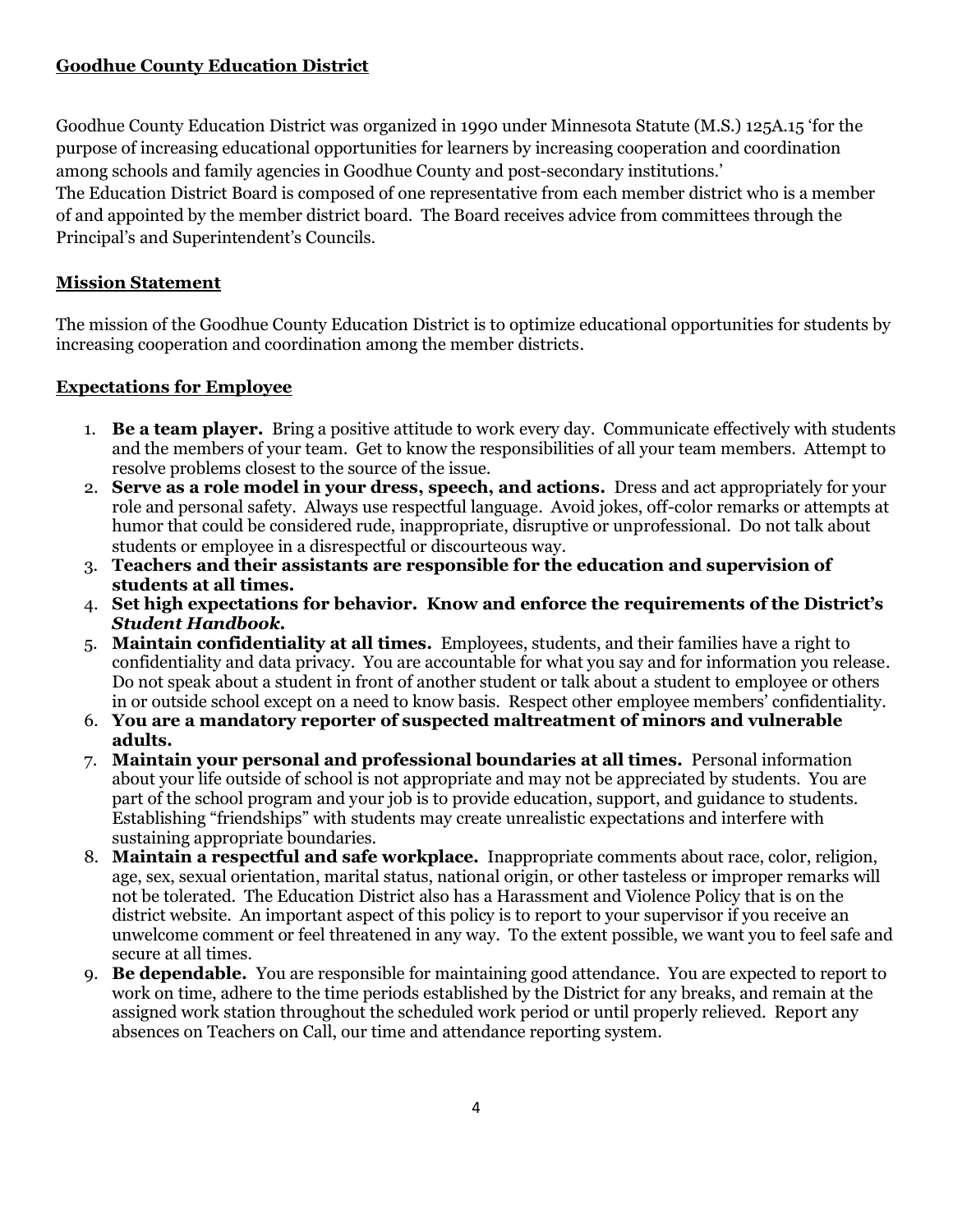## Goodhue County Education District

Goodhue County Education District was organized in 1990 under Minnesota Statute (M.S.) 125A.15 'for the purpose of increasing educational opportunities for learners by increasing cooperation and coordination among schools and family agencies in Goodhue County and post-secondary institutions.'
The Education District Board is composed of one representative from each member district who is a member of and appointed by the member district board. The Board receives advice from committees through the Principal's and Superintendent's Councils.

## Mission Statement

The mission of the Goodhue County Education District is to optimize educational opportunities for students by increasing cooperation and coordination among the member districts.

## Expectations for Employee

1. **Be a team player.** Bring a positive attitude to work every day. Communicate effectively with students and the members of your team. Get to know the responsibilities of all your team members. Attempt to resolve problems closest to the source of the issue.
2. **Serve as a role model in your dress, speech, and actions.** Dress and act appropriately for your role and personal safety. Always use respectful language. Avoid jokes, off-color remarks or attempts at humor that could be considered rude, inappropriate, disruptive or unprofessional. Do not talk about students or employee in a disrespectful or discourteous way.
3. **Teachers and their assistants are responsible for the education and supervision of students at all times.**
4. **Set high expectations for behavior. Know and enforce the requirements of the District's *Student Handbook.***
5. **Maintain confidentiality at all times.** Employees, students, and their families have a right to confidentiality and data privacy. You are accountable for what you say and for information you release. Do not speak about a student in front of another student or talk about a student to employee or others in or outside school except on a need to know basis. Respect other employee members' confidentiality.
6. **You are a mandatory reporter of suspected maltreatment of minors and vulnerable adults.**
7. **Maintain your personal and professional boundaries at all times.** Personal information about your life outside of school is not appropriate and may not be appreciated by students. You are part of the school program and your job is to provide education, support, and guidance to students. Establishing "friendships" with students may create unrealistic expectations and interfere with sustaining appropriate boundaries.
8. **Maintain a respectful and safe workplace.** Inappropriate comments about race, color, religion, age, sex, sexual orientation, marital status, national origin, or other tasteless or improper remarks will not be tolerated. The Education District also has a Harassment and Violence Policy that is on the district website. An important aspect of this policy is to report to your supervisor if you receive an unwelcome comment or feel threatened in any way. To the extent possible, we want you to feel safe and secure at all times.
9. **Be dependable.** You are responsible for maintaining good attendance. You are expected to report to work on time, adhere to the time periods established by the District for any breaks, and remain at the assigned work station throughout the scheduled work period or until properly relieved. Report any absences on Teachers on Call, our time and attendance reporting system.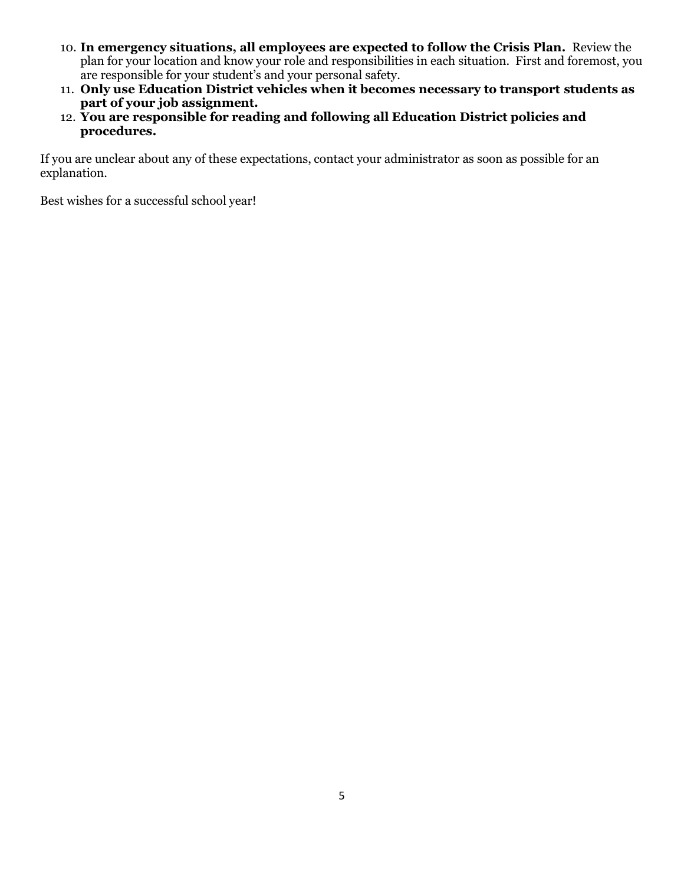10. **In emergency situations, all employees are expected to follow the Crisis Plan.** Review the plan for your location and know your role and responsibilities in each situation. First and foremost, you are responsible for your student's and your personal safety.
11. **Only use Education District vehicles when it becomes necessary to transport students as part of your job assignment.**
12. **You are responsible for reading and following all Education District policies and procedures.**

If you are unclear about any of these expectations, contact your administrator as soon as possible for an explanation.

Best wishes for a successful school year!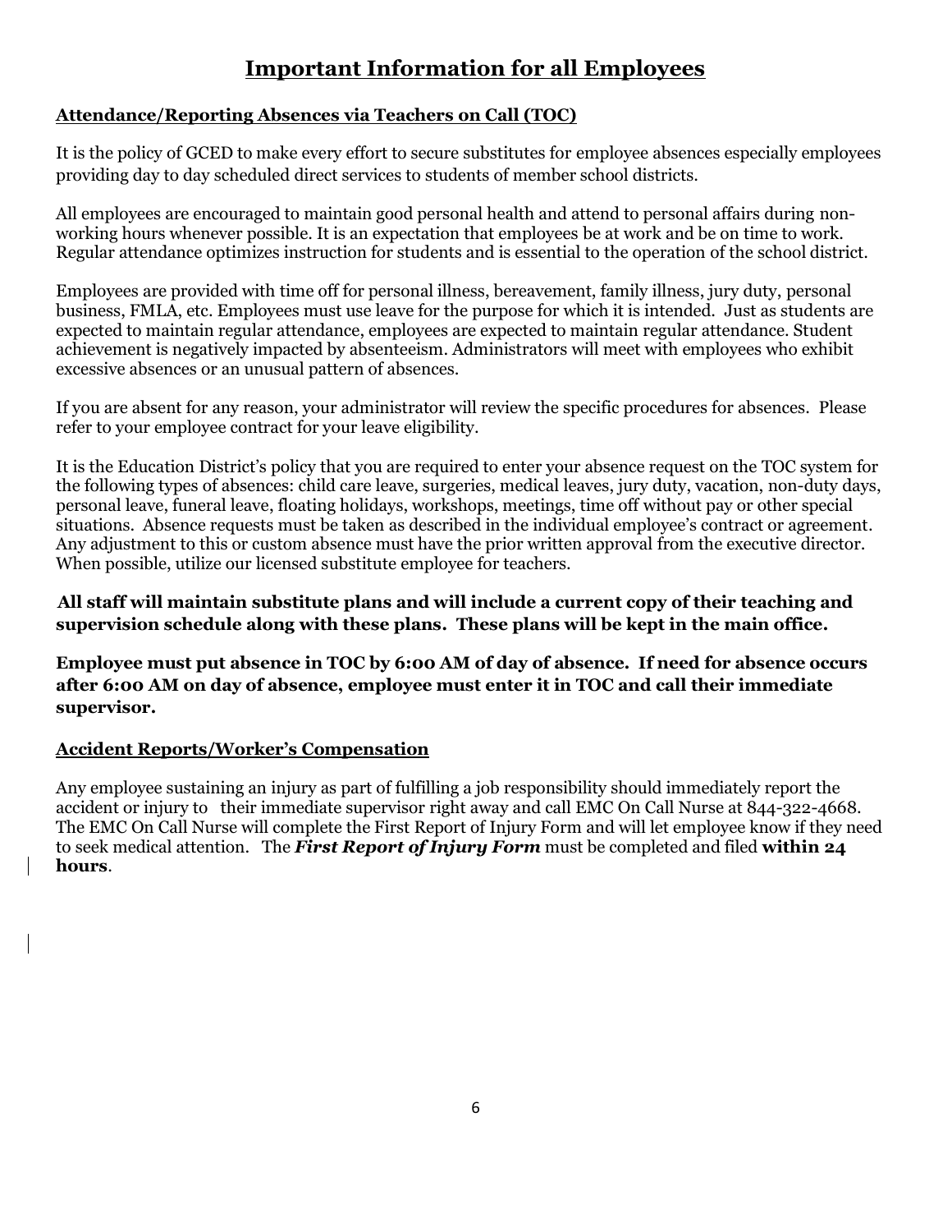# Important Information for all Employees

## Attendance/Reporting Absences via Teachers on Call (TOC)

It is the policy of GCED to make every effort to secure substitutes for employee absences especially employees providing day to day scheduled direct services to students of member school districts.

All employees are encouraged to maintain good personal health and attend to personal affairs during non-working hours whenever possible. It is an expectation that employees be at work and be on time to work. Regular attendance optimizes instruction for students and is essential to the operation of the school district.

Employees are provided with time off for personal illness, bereavement, family illness, jury duty, personal business, FMLA, etc. Employees must use leave for the purpose for which it is intended. Just as students are expected to maintain regular attendance, employees are expected to maintain regular attendance. Student achievement is negatively impacted by absenteeism. Administrators will meet with employees who exhibit excessive absences or an unusual pattern of absences.

If you are absent for any reason, your administrator will review the specific procedures for absences. Please refer to your employee contract for your leave eligibility.

It is the Education District's policy that you are required to enter your absence request on the TOC system for the following types of absences: child care leave, surgeries, medical leaves, jury duty, vacation, non-duty days, personal leave, funeral leave, floating holidays, workshops, meetings, time off without pay or other special situations. Absence requests must be taken as described in the individual employee's contract or agreement. Any adjustment to this or custom absence must have the prior written approval from the executive director. When possible, utilize our licensed substitute employee for teachers.

**All staff will maintain substitute plans and will include a current copy of their teaching and supervision schedule along with these plans. These plans will be kept in the main office.**

**Employee must put absence in TOC by 6:00 AM of day of absence. If need for absence occurs after 6:00 AM on day of absence, employee must enter it in TOC and call their immediate supervisor.**

## Accident Reports/Worker's Compensation

Any employee sustaining an injury as part of fulfilling a job responsibility should immediately report the accident or injury to their immediate supervisor right away and call EMC On Call Nurse at 844-322-4668. The EMC On Call Nurse will complete the First Report of Injury Form and will let employee know if they need to seek medical attention. The ***First Report of Injury Form*** must be completed and filed **within 24 hours**.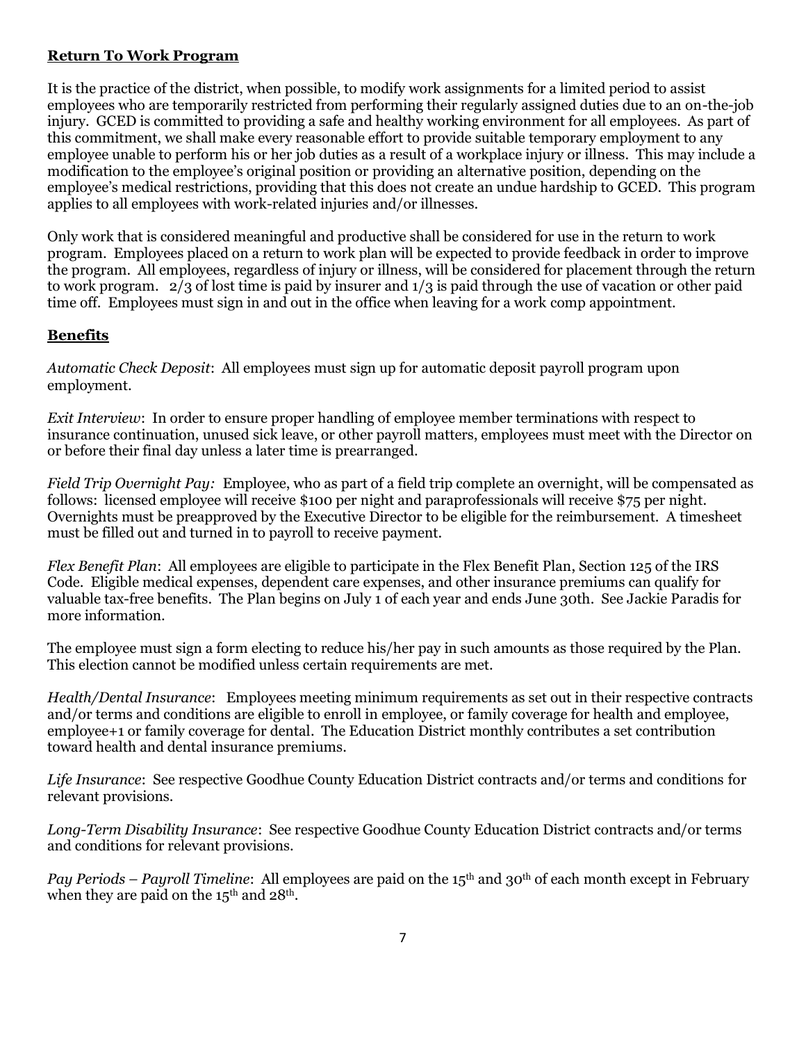## Return To Work Program

It is the practice of the district, when possible, to modify work assignments for a limited period to assist employees who are temporarily restricted from performing their regularly assigned duties due to an on-the-job injury. GCED is committed to providing a safe and healthy working environment for all employees. As part of this commitment, we shall make every reasonable effort to provide suitable temporary employment to any employee unable to perform his or her job duties as a result of a workplace injury or illness. This may include a modification to the employee's original position or providing an alternative position, depending on the employee's medical restrictions, providing that this does not create an undue hardship to GCED. This program applies to all employees with work-related injuries and/or illnesses.

Only work that is considered meaningful and productive shall be considered for use in the return to work program. Employees placed on a return to work plan will be expected to provide feedback in order to improve the program. All employees, regardless of injury or illness, will be considered for placement through the return to work program. 2/3 of lost time is paid by insurer and 1/3 is paid through the use of vacation or other paid time off. Employees must sign in and out in the office when leaving for a work comp appointment.

## Benefits

*Automatic Check Deposit*: All employees must sign up for automatic deposit payroll program upon employment.

*Exit Interview*: In order to ensure proper handling of employee member terminations with respect to insurance continuation, unused sick leave, or other payroll matters, employees must meet with the Director on or before their final day unless a later time is prearranged.

*Field Trip Overnight Pay:* Employee, who as part of a field trip complete an overnight, will be compensated as follows: licensed employee will receive $100 per night and paraprofessionals will receive $75 per night. Overnights must be preapproved by the Executive Director to be eligible for the reimbursement. A timesheet must be filled out and turned in to payroll to receive payment.

*Flex Benefit Plan*: All employees are eligible to participate in the Flex Benefit Plan, Section 125 of the IRS Code. Eligible medical expenses, dependent care expenses, and other insurance premiums can qualify for valuable tax-free benefits. The Plan begins on July 1 of each year and ends June 30th. See Jackie Paradis for more information.

The employee must sign a form electing to reduce his/her pay in such amounts as those required by the Plan. This election cannot be modified unless certain requirements are met.

*Health/Dental Insurance*: Employees meeting minimum requirements as set out in their respective contracts and/or terms and conditions are eligible to enroll in employee, or family coverage for health and employee, employee+1 or family coverage for dental. The Education District monthly contributes a set contribution toward health and dental insurance premiums.

*Life Insurance*: See respective Goodhue County Education District contracts and/or terms and conditions for relevant provisions.

*Long-Term Disability Insurance*: See respective Goodhue County Education District contracts and/or terms and conditions for relevant provisions.

*Pay Periods – Payroll Timeline*: All employees are paid on the 15th and 30th of each month except in February when they are paid on the 15th and 28th.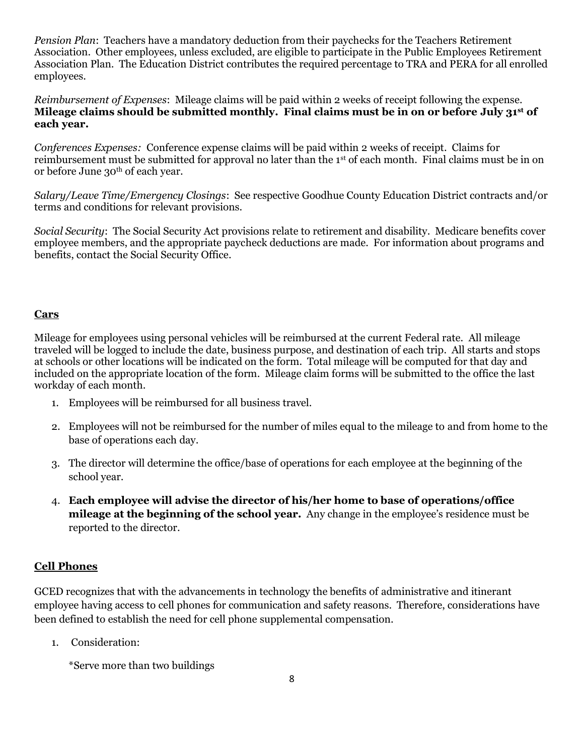*Pension Plan*: Teachers have a mandatory deduction from their paychecks for the Teachers Retirement Association. Other employees, unless excluded, are eligible to participate in the Public Employees Retirement Association Plan. The Education District contributes the required percentage to TRA and PERA for all enrolled employees.

*Reimbursement of Expenses*: Mileage claims will be paid within 2 weeks of receipt following the expense. **Mileage claims should be submitted monthly. Final claims must be in on or before July 31st of each year.**

*Conferences Expenses:* Conference expense claims will be paid within 2 weeks of receipt. Claims for reimbursement must be submitted for approval no later than the 1st of each month. Final claims must be in on or before June 30th of each year.

*Salary/Leave Time/Emergency Closings*: See respective Goodhue County Education District contracts and/or terms and conditions for relevant provisions.

*Social Security*: The Social Security Act provisions relate to retirement and disability. Medicare benefits cover employee members, and the appropriate paycheck deductions are made. For information about programs and benefits, contact the Social Security Office.

## Cars

Mileage for employees using personal vehicles will be reimbursed at the current Federal rate. All mileage traveled will be logged to include the date, business purpose, and destination of each trip. All starts and stops at schools or other locations will be indicated on the form. Total mileage will be computed for that day and included on the appropriate location of the form. Mileage claim forms will be submitted to the office the last workday of each month.

1. Employees will be reimbursed for all business travel.
2. Employees will not be reimbursed for the number of miles equal to the mileage to and from home to the base of operations each day.
3. The director will determine the office/base of operations for each employee at the beginning of the school year.
4. **Each employee will advise the director of his/her home to base of operations/office mileage at the beginning of the school year.** Any change in the employee's residence must be reported to the director.

## Cell Phones

GCED recognizes that with the advancements in technology the benefits of administrative and itinerant employee having access to cell phones for communication and safety reasons. Therefore, considerations have been defined to establish the need for cell phone supplemental compensation.

1. Consideration:

   *Serve more than two buildings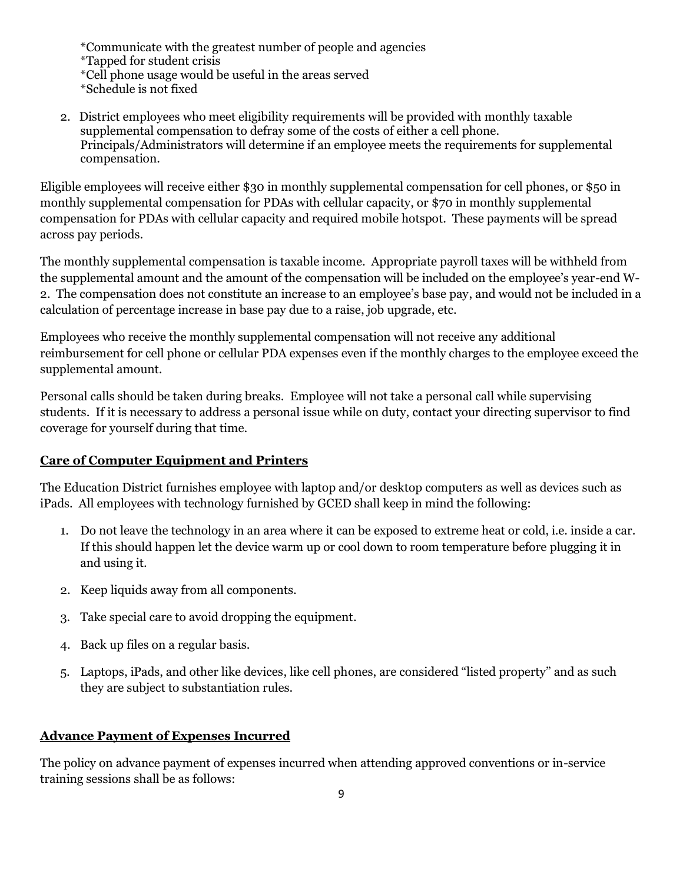*Communicate with the greatest number of people and agencies
*Tapped for student crisis
*Cell phone usage would be useful in the areas served
*Schedule is not fixed

2. District employees who meet eligibility requirements will be provided with monthly taxable supplemental compensation to defray some of the costs of either a cell phone. Principals/Administrators will determine if an employee meets the requirements for supplemental compensation.

Eligible employees will receive either $30 in monthly supplemental compensation for cell phones, or $50 in monthly supplemental compensation for PDAs with cellular capacity, or $70 in monthly supplemental compensation for PDAs with cellular capacity and required mobile hotspot. These payments will be spread across pay periods.

The monthly supplemental compensation is taxable income. Appropriate payroll taxes will be withheld from the supplemental amount and the amount of the compensation will be included on the employee's year-end W-2. The compensation does not constitute an increase to an employee's base pay, and would not be included in a calculation of percentage increase in base pay due to a raise, job upgrade, etc.

Employees who receive the monthly supplemental compensation will not receive any additional reimbursement for cell phone or cellular PDA expenses even if the monthly charges to the employee exceed the supplemental amount.

Personal calls should be taken during breaks. Employee will not take a personal call while supervising students. If it is necessary to address a personal issue while on duty, contact your directing supervisor to find coverage for yourself during that time.

## **Care of Computer Equipment and Printers**

The Education District furnishes employee with laptop and/or desktop computers as well as devices such as iPads. All employees with technology furnished by GCED shall keep in mind the following:

1. Do not leave the technology in an area where it can be exposed to extreme heat or cold, i.e. inside a car. If this should happen let the device warm up or cool down to room temperature before plugging it in and using it.
2. Keep liquids away from all components.
3. Take special care to avoid dropping the equipment.
4. Back up files on a regular basis.
5. Laptops, iPads, and other like devices, like cell phones, are considered "listed property" and as such they are subject to substantiation rules.

## **Advance Payment of Expenses Incurred**

The policy on advance payment of expenses incurred when attending approved conventions or in-service training sessions shall be as follows: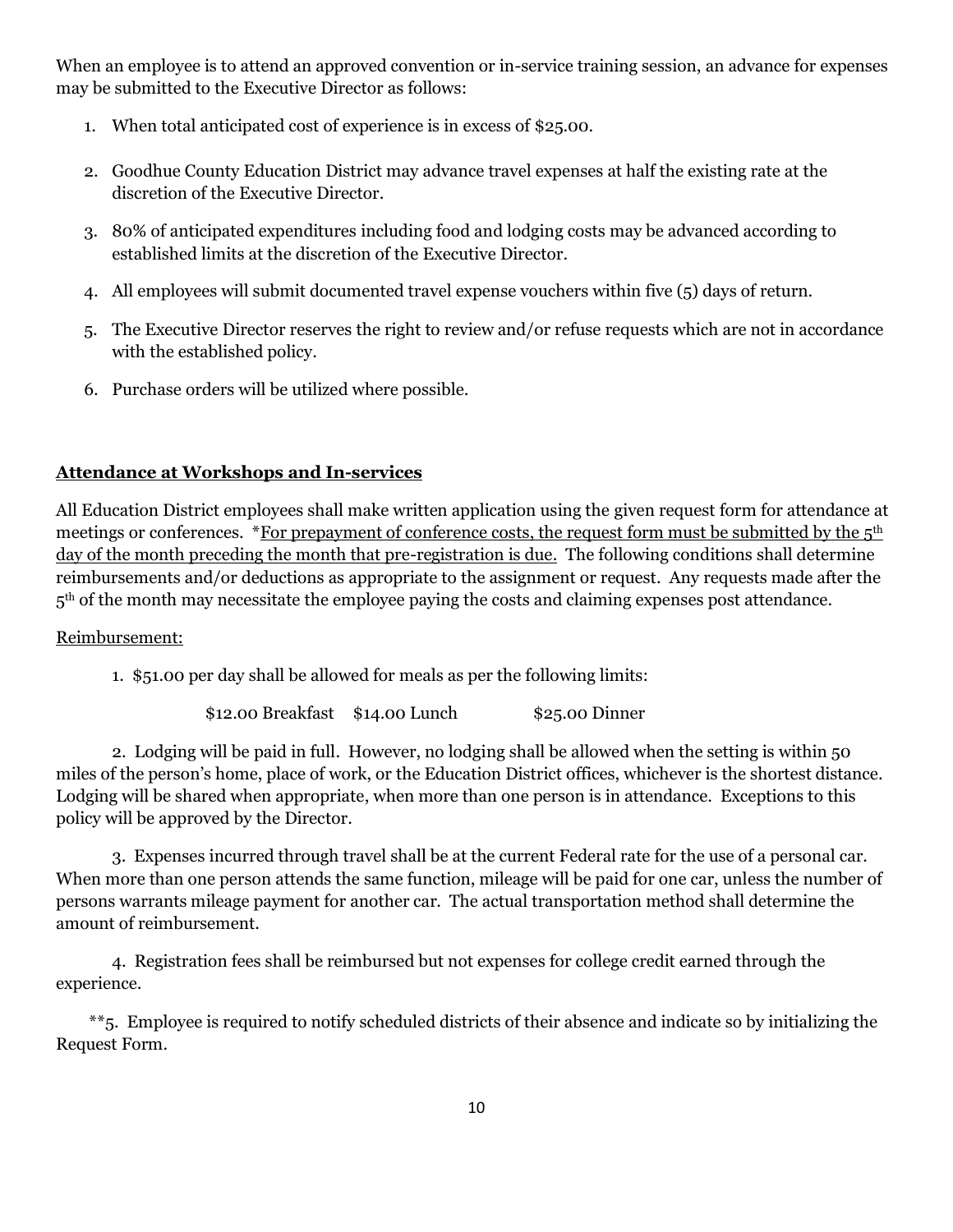When an employee is to attend an approved convention or in-service training session, an advance for expenses may be submitted to the Executive Director as follows:

1. When total anticipated cost of experience is in excess of $25.00.
2. Goodhue County Education District may advance travel expenses at half the existing rate at the discretion of the Executive Director.
3. 80% of anticipated expenditures including food and lodging costs may be advanced according to established limits at the discretion of the Executive Director.
4. All employees will submit documented travel expense vouchers within five (5) days of return.
5. The Executive Director reserves the right to review and/or refuse requests which are not in accordance with the established policy.
6. Purchase orders will be utilized where possible.

## Attendance at Workshops and In-services

All Education District employees shall make written application using the given request form for attendance at meetings or conferences. *<u>For prepayment of conference costs, the request form must be submitted by the 5th day of the month preceding the month that pre-registration is due.</u> The following conditions shall determine reimbursements and/or deductions as appropriate to the assignment or request. Any requests made after the 5th of the month may necessitate the employee paying the costs and claiming expenses post attendance.

<u>Reimbursement:</u>

1. $51.00 per day shall be allowed for meals as per the following limits:

   $12.00 Breakfast $14.00 Lunch $25.00 Dinner

2. Lodging will be paid in full. However, no lodging shall be allowed when the setting is within 50 miles of the person's home, place of work, or the Education District offices, whichever is the shortest distance. Lodging will be shared when appropriate, when more than one person is in attendance. Exceptions to this policy will be approved by the Director.

3. Expenses incurred through travel shall be at the current Federal rate for the use of a personal car. When more than one person attends the same function, mileage will be paid for one car, unless the number of persons warrants mileage payment for another car. The actual transportation method shall determine the amount of reimbursement.

4. Registration fees shall be reimbursed but not expenses for college credit earned through the experience.

**5. Employee is required to notify scheduled districts of their absence and indicate so by initializing the Request Form.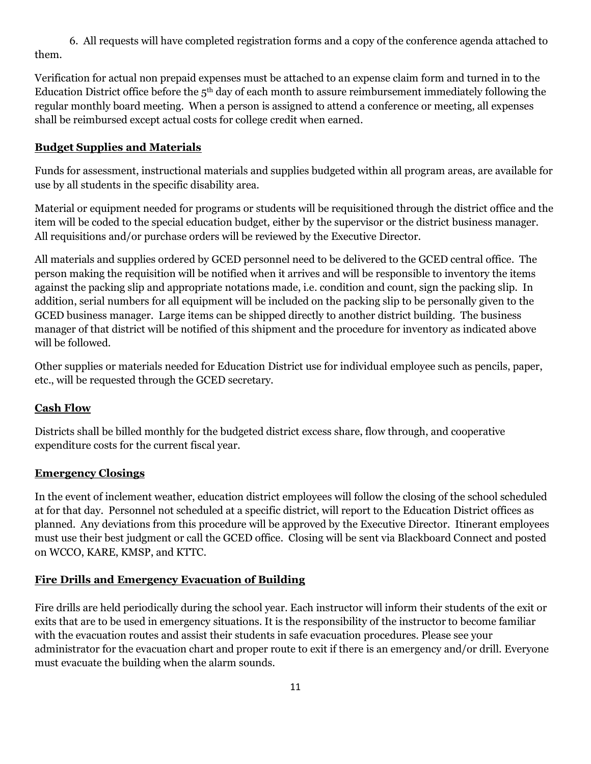6. All requests will have completed registration forms and a copy of the conference agenda attached to them.

Verification for actual non prepaid expenses must be attached to an expense claim form and turned in to the Education District office before the 5th day of each month to assure reimbursement immediately following the regular monthly board meeting. When a person is assigned to attend a conference or meeting, all expenses shall be reimbursed except actual costs for college credit when earned.

## Budget Supplies and Materials

Funds for assessment, instructional materials and supplies budgeted within all program areas, are available for use by all students in the specific disability area.

Material or equipment needed for programs or students will be requisitioned through the district office and the item will be coded to the special education budget, either by the supervisor or the district business manager. All requisitions and/or purchase orders will be reviewed by the Executive Director.

All materials and supplies ordered by GCED personnel need to be delivered to the GCED central office. The person making the requisition will be notified when it arrives and will be responsible to inventory the items against the packing slip and appropriate notations made, i.e. condition and count, sign the packing slip. In addition, serial numbers for all equipment will be included on the packing slip to be personally given to the GCED business manager. Large items can be shipped directly to another district building. The business manager of that district will be notified of this shipment and the procedure for inventory as indicated above will be followed.

Other supplies or materials needed for Education District use for individual employee such as pencils, paper, etc., will be requested through the GCED secretary.

## Cash Flow

Districts shall be billed monthly for the budgeted district excess share, flow through, and cooperative expenditure costs for the current fiscal year.

## Emergency Closings

In the event of inclement weather, education district employees will follow the closing of the school scheduled at for that day. Personnel not scheduled at a specific district, will report to the Education District offices as planned. Any deviations from this procedure will be approved by the Executive Director. Itinerant employees must use their best judgment or call the GCED office. Closing will be sent via Blackboard Connect and posted on WCCO, KARE, KMSP, and KTTC.

## Fire Drills and Emergency Evacuation of Building

Fire drills are held periodically during the school year. Each instructor will inform their students of the exit or exits that are to be used in emergency situations. It is the responsibility of the instructor to become familiar with the evacuation routes and assist their students in safe evacuation procedures. Please see your administrator for the evacuation chart and proper route to exit if there is an emergency and/or drill. Everyone must evacuate the building when the alarm sounds.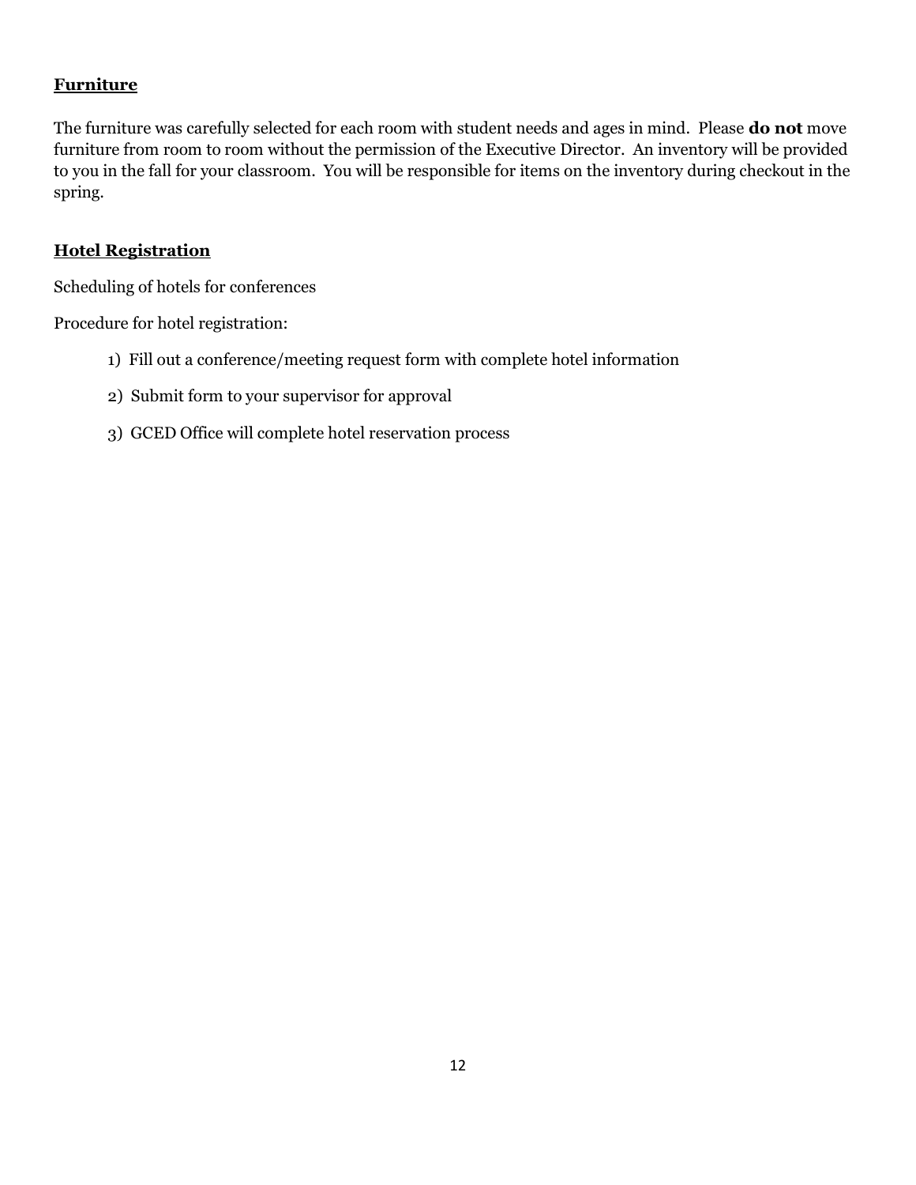## Furniture

The furniture was carefully selected for each room with student needs and ages in mind. Please **do not** move furniture from room to room without the permission of the Executive Director. An inventory will be provided to you in the fall for your classroom. You will be responsible for items on the inventory during checkout in the spring.

## Hotel Registration

Scheduling of hotels for conferences

Procedure for hotel registration:

1) Fill out a conference/meeting request form with complete hotel information
2) Submit form to your supervisor for approval
3) GCED Office will complete hotel reservation process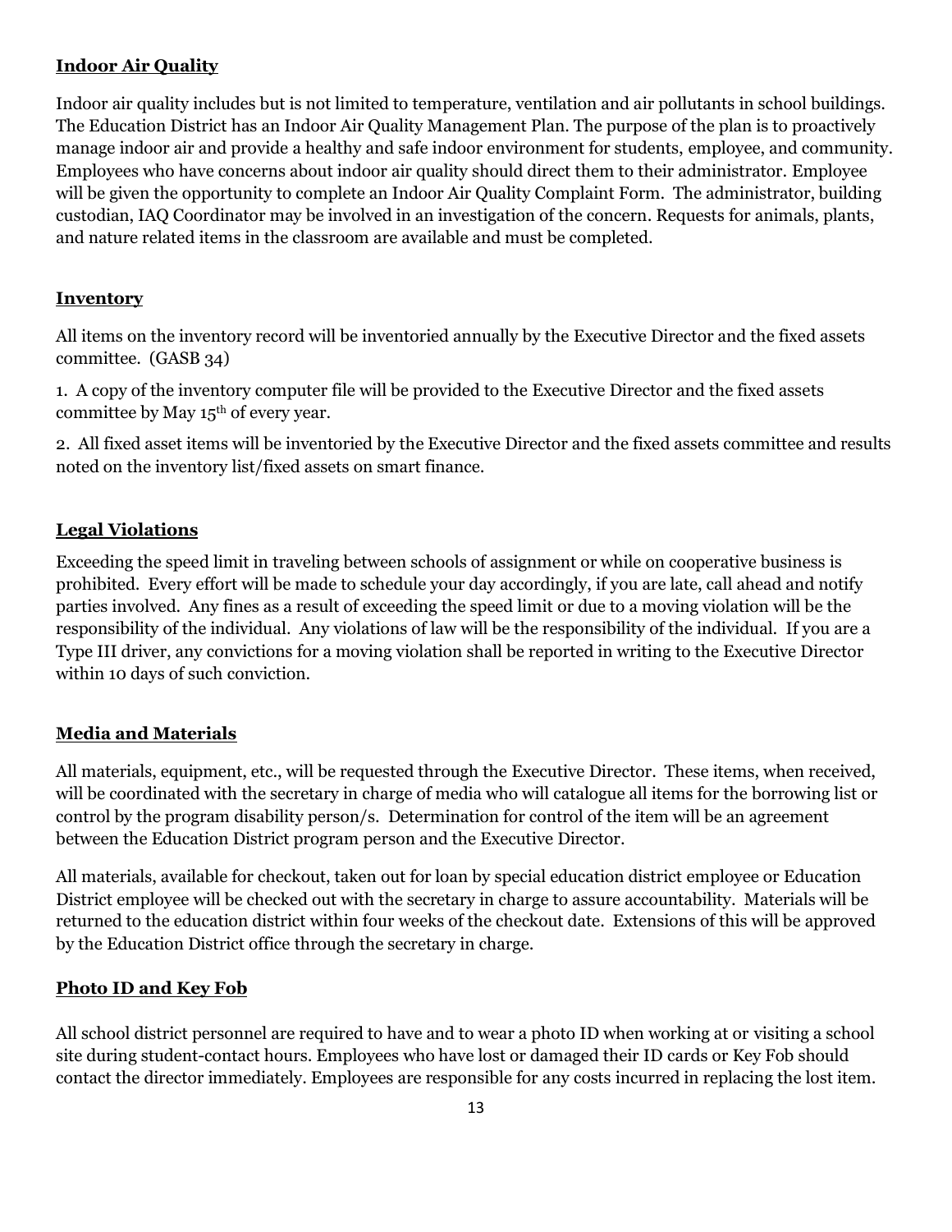## Indoor Air Quality

Indoor air quality includes but is not limited to temperature, ventilation and air pollutants in school buildings. The Education District has an Indoor Air Quality Management Plan. The purpose of the plan is to proactively manage indoor air and provide a healthy and safe indoor environment for students, employee, and community. Employees who have concerns about indoor air quality should direct them to their administrator. Employee will be given the opportunity to complete an Indoor Air Quality Complaint Form. The administrator, building custodian, IAQ Coordinator may be involved in an investigation of the concern. Requests for animals, plants, and nature related items in the classroom are available and must be completed.

## Inventory

All items on the inventory record will be inventoried annually by the Executive Director and the fixed assets committee. (GASB 34)

1. A copy of the inventory computer file will be provided to the Executive Director and the fixed assets committee by May 15th of every year.

2. All fixed asset items will be inventoried by the Executive Director and the fixed assets committee and results noted on the inventory list/fixed assets on smart finance.

## Legal Violations

Exceeding the speed limit in traveling between schools of assignment or while on cooperative business is prohibited. Every effort will be made to schedule your day accordingly, if you are late, call ahead and notify parties involved. Any fines as a result of exceeding the speed limit or due to a moving violation will be the responsibility of the individual. Any violations of law will be the responsibility of the individual. If you are a Type III driver, any convictions for a moving violation shall be reported in writing to the Executive Director within 10 days of such conviction.

## Media and Materials

All materials, equipment, etc., will be requested through the Executive Director. These items, when received, will be coordinated with the secretary in charge of media who will catalogue all items for the borrowing list or control by the program disability person/s. Determination for control of the item will be an agreement between the Education District program person and the Executive Director.

All materials, available for checkout, taken out for loan by special education district employee or Education District employee will be checked out with the secretary in charge to assure accountability. Materials will be returned to the education district within four weeks of the checkout date. Extensions of this will be approved by the Education District office through the secretary in charge.

## Photo ID and Key Fob

All school district personnel are required to have and to wear a photo ID when working at or visiting a school site during student-contact hours. Employees who have lost or damaged their ID cards or Key Fob should contact the director immediately. Employees are responsible for any costs incurred in replacing the lost item.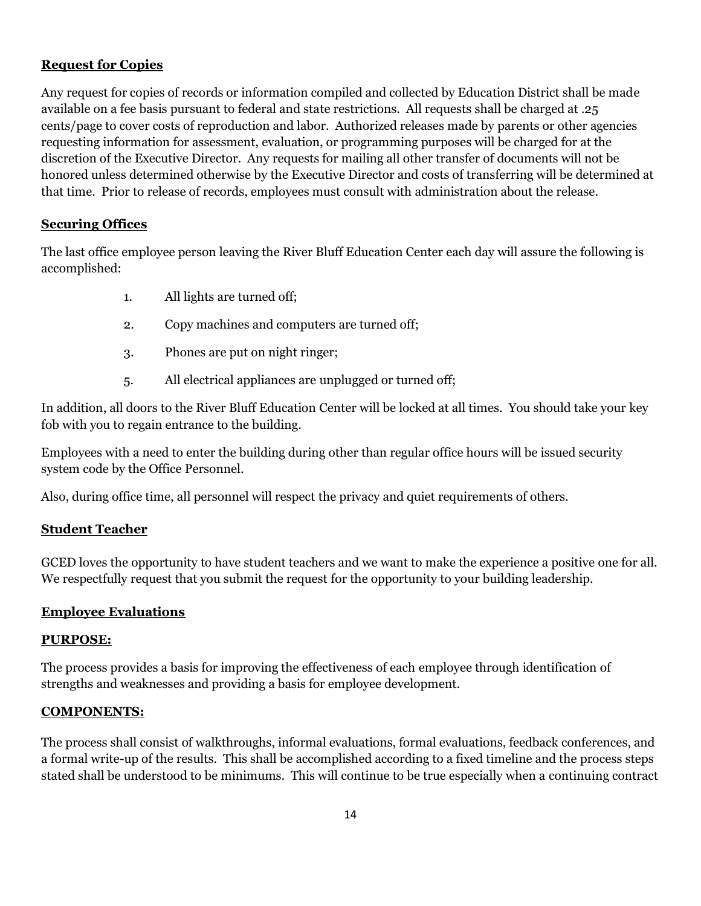**Request for Copies**

Any request for copies of records or information compiled and collected by Education District shall be made available on a fee basis pursuant to federal and state restrictions. All requests shall be charged at .25 cents/page to cover costs of reproduction and labor. Authorized releases made by parents or other agencies requesting information for assessment, evaluation, or programming purposes will be charged for at the discretion of the Executive Director. Any requests for mailing all other transfer of documents will not be honored unless determined otherwise by the Executive Director and costs of transferring will be determined at that time. Prior to release of records, employees must consult with administration about the release.

**Securing Offices**

The last office employee person leaving the River Bluff Education Center each day will assure the following is accomplished:

1. All lights are turned off;
2. Copy machines and computers are turned off;
3. Phones are put on night ringer;
5. All electrical appliances are unplugged or turned off;

In addition, all doors to the River Bluff Education Center will be locked at all times. You should take your key fob with you to regain entrance to the building.

Employees with a need to enter the building during other than regular office hours will be issued security system code by the Office Personnel.

Also, during office time, all personnel will respect the privacy and quiet requirements of others.

**Student Teacher**

GCED loves the opportunity to have student teachers and we want to make the experience a positive one for all. We respectfully request that you submit the request for the opportunity to your building leadership.

**Employee Evaluations**

**PURPOSE:**

The process provides a basis for improving the effectiveness of each employee through identification of strengths and weaknesses and providing a basis for employee development.

**COMPONENTS:**

The process shall consist of walkthroughs, informal evaluations, formal evaluations, feedback conferences, and a formal write-up of the results. This shall be accomplished according to a fixed timeline and the process steps stated shall be understood to be minimums. This will continue to be true especially when a continuing contract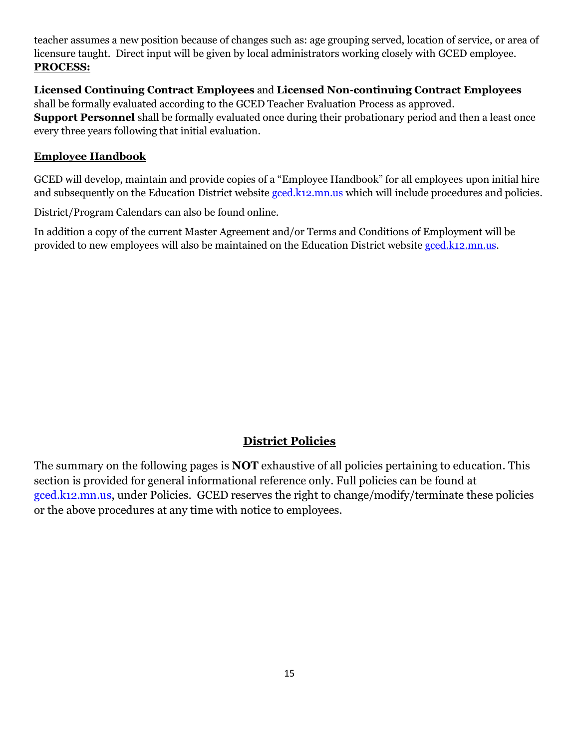teacher assumes a new position because of changes such as: age grouping served, location of service, or area of licensure taught. Direct input will be given by local administrators working closely with GCED employee.

**PROCESS:**

**Licensed Continuing Contract Employees** and **Licensed Non-continuing Contract Employees** shall be formally evaluated according to the GCED Teacher Evaluation Process as approved.

**Support Personnel** shall be formally evaluated once during their probationary period and then a least once every three years following that initial evaluation.

## Employee Handbook

GCED will develop, maintain and provide copies of a "Employee Handbook" for all employees upon initial hire and subsequently on the Education District website gced.k12.mn.us which will include procedures and policies.

District/Program Calendars can also be found online.

In addition a copy of the current Master Agreement and/or Terms and Conditions of Employment will be provided to new employees will also be maintained on the Education District website gced.k12.mn.us.

## District Policies

The summary on the following pages is **NOT** exhaustive of all policies pertaining to education. This section is provided for general informational reference only. Full policies can be found at gced.k12.mn.us, under Policies. GCED reserves the right to change/modify/terminate these policies or the above procedures at any time with notice to employees.